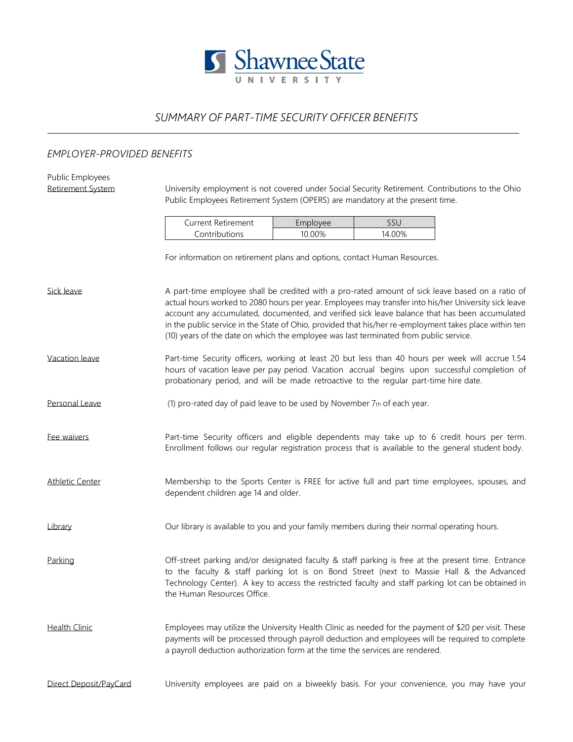Shawnee State UNIVERSITY

# SUMMARY OF PART-TIME SECURITY OFFICER BENEFITS

## EMPLOYER-PROVIDED BENEFITS

**Public Employees Retirement System**

University employment is not covered under Social Security Retirement. Contributions to the Ohio Public Employees Retirement System (OPERS) are mandatory at the present time.

| Current Retirement Contributions | Employee | SSU |
|---|---|---|
| | 10.00% | 14.00% |

For information on retirement plans and options, contact Human Resources.

**Sick leave**

A part-time employee shall be credited with a pro-rated amount of sick leave based on a ratio of actual hours worked to 2080 hours per year. Employees may transfer into his/her University sick leave account any accumulated, documented, and verified sick leave balance that has been accumulated in the public service in the State of Ohio, provided that his/her re-employment takes place within ten (10) years of the date on which the employee was last terminated from public service.

**Vacation leave**

Part-time Security officers, working at least 20 but less than 40 hours per week will accrue 1.54 hours of vacation leave per pay period. Vacation accrual begins upon successful completion of probationary period, and will be made retroactive to the regular part-time hire date.

**Personal Leave**

(1) pro-rated day of paid leave to be used by November 7th of each year.

**Fee waivers**

Part-time Security officers and eligible dependents may take up to 6 credit hours per term. Enrollment follows our regular registration process that is available to the general student body.

**Athletic Center**

Membership to the Sports Center is FREE for active full and part time employees, spouses, and dependent children age 14 and older.

**Library**

Our library is available to you and your family members during their normal operating hours.

**Parking**

Off-street parking and/or designated faculty & staff parking is free at the present time. Entrance to the faculty & staff parking lot is on Bond Street (next to Massie Hall & the Advanced Technology Center). A key to access the restricted faculty and staff parking lot can be obtained in the Human Resources Office.

**Health Clinic**

Employees may utilize the University Health Clinic as needed for the payment of $20 per visit. These payments will be processed through payroll deduction and employees will be required to complete a payroll deduction authorization form at the time the services are rendered.

**Direct Deposit/PayCard**

University employees are paid on a biweekly basis. For your convenience, you may have your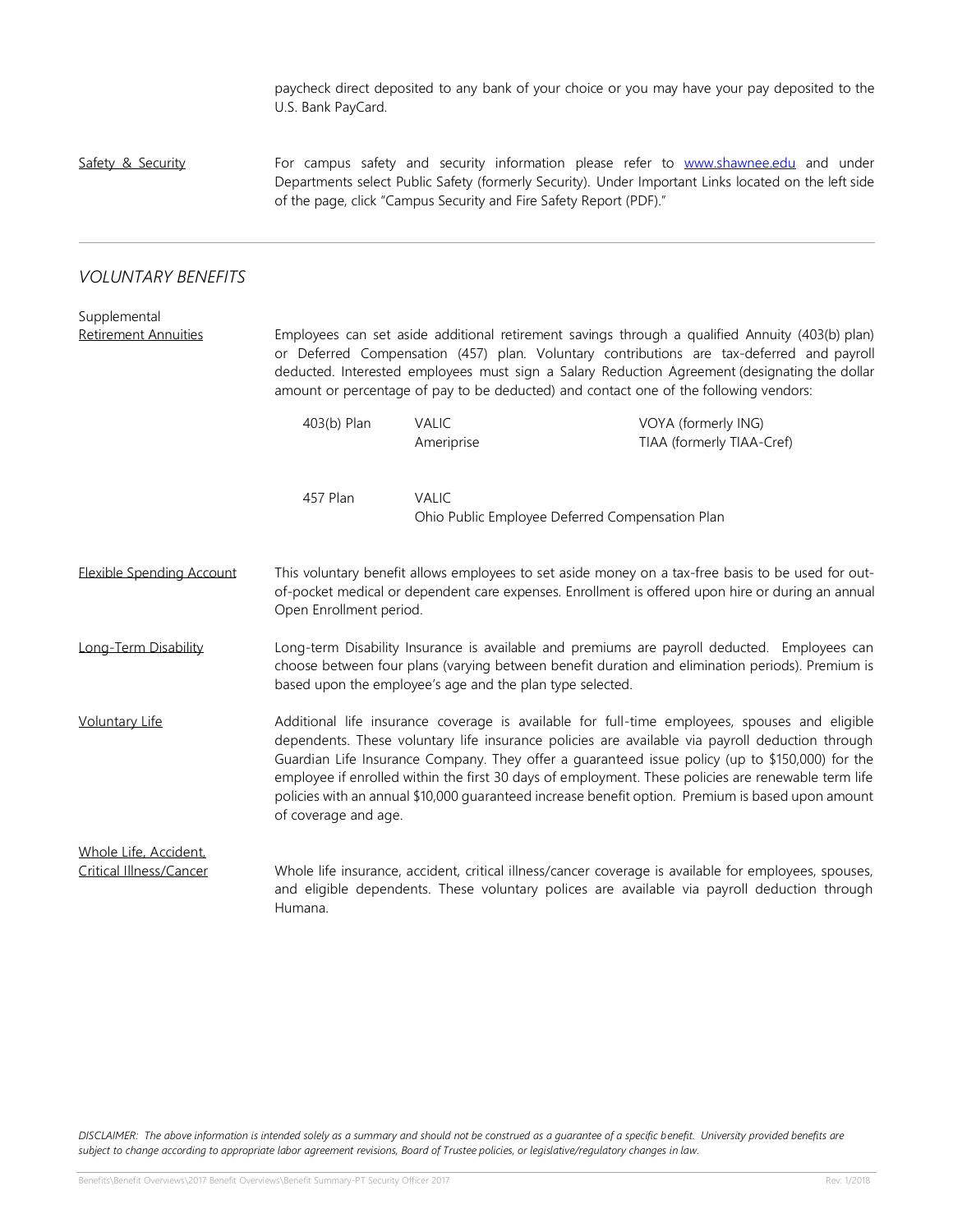paycheck direct deposited to any bank of your choice or you may have your pay deposited to the U.S. Bank PayCard.

Safety & Security

For campus safety and security information please refer to www.shawnee.edu and under Departments select Public Safety (formerly Security). Under Important Links located on the left side of the page, click "Campus Security and Fire Safety Report (PDF)."

---

## *VOLUNTARY BENEFITS*

Supplemental Retirement Annuities

Employees can set aside additional retirement savings through a qualified Annuity (403(b) plan) or Deferred Compensation (457) plan. Voluntary contributions are tax-deferred and payroll deducted. Interested employees must sign a Salary Reduction Agreement (designating the dollar amount or percentage of pay to be deducted) and contact one of the following vendors:

| | | |
|---|---|---|
| 403(b) Plan | VALIC<br>Ameriprise | VOYA (formerly ING)<br>TIAA (formerly TIAA-Cref) |
| 457 Plan | VALIC<br>Ohio Public Employee Deferred Compensation Plan | |

Flexible Spending Account

This voluntary benefit allows employees to set aside money on a tax-free basis to be used for out-of-pocket medical or dependent care expenses. Enrollment is offered upon hire or during an annual Open Enrollment period.

Long-Term Disability

Long-term Disability Insurance is available and premiums are payroll deducted. Employees can choose between four plans (varying between benefit duration and elimination periods). Premium is based upon the employee's age and the plan type selected.

Voluntary Life

Additional life insurance coverage is available for full-time employees, spouses and eligible dependents. These voluntary life insurance policies are available via payroll deduction through Guardian Life Insurance Company. They offer a guaranteed issue policy (up to $150,000) for the employee if enrolled within the first 30 days of employment. These policies are renewable term life policies with an annual $10,000 guaranteed increase benefit option. Premium is based upon amount of coverage and age.

Whole Life, Accident, Critical Illness/Cancer

Whole life insurance, accident, critical illness/cancer coverage is available for employees, spouses, and eligible dependents. These voluntary polices are available via payroll deduction through Humana.

*DISCLAIMER: The above information is intended solely as a summary and should not be construed as a guarantee of a specific benefit. University provided benefits are subject to change according to appropriate labor agreement revisions, Board of Trustee policies, or legislative/regulatory changes in law.*